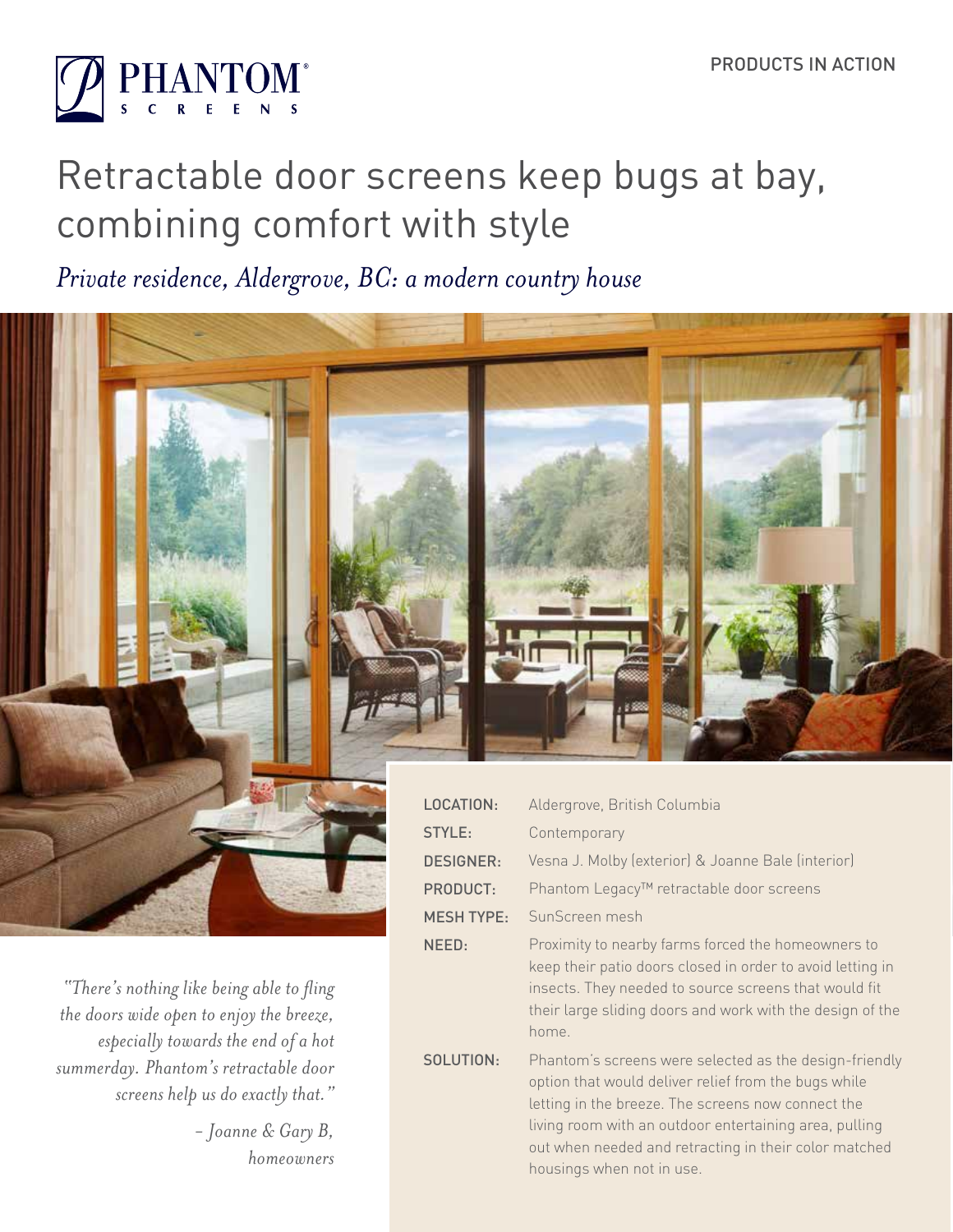PRODUCTS IN ACTION

# Retractable door screens keep bugs at bay, combining comfort with style

*Private residence, Aldergrove, BC: a modern country house*

| | |
|---|---|
| LOCATION: | Aldergrove, British Columbia |
| STYLE: | Contemporary |
| DESIGNER: | Vesna J. Molby (exterior) & Joanne Bale (interior) |
| PRODUCT: | Phantom Legacy™ retractable door screens |
| MESH TYPE: | SunScreen mesh |
| NEED: | Proximity to nearby farms forced the homeowners to keep their patio doors closed in order to avoid letting in insects. They needed to source screens that would fit their large sliding doors and work with the design of the home. |
| SOLUTION: | Phantom's screens were selected as the design-friendly option that would deliver relief from the bugs while letting in the breeze. The screens now connect the living room with an outdoor entertaining area, pulling out when needed and retracting in their color matched housings when not in use. |

*"There's nothing like being able to fling the doors wide open to enjoy the breeze, especially towards the end of a hot summerday. Phantom's retractable door screens help us do exactly that."*

*– Joanne & Gary B, homeowners*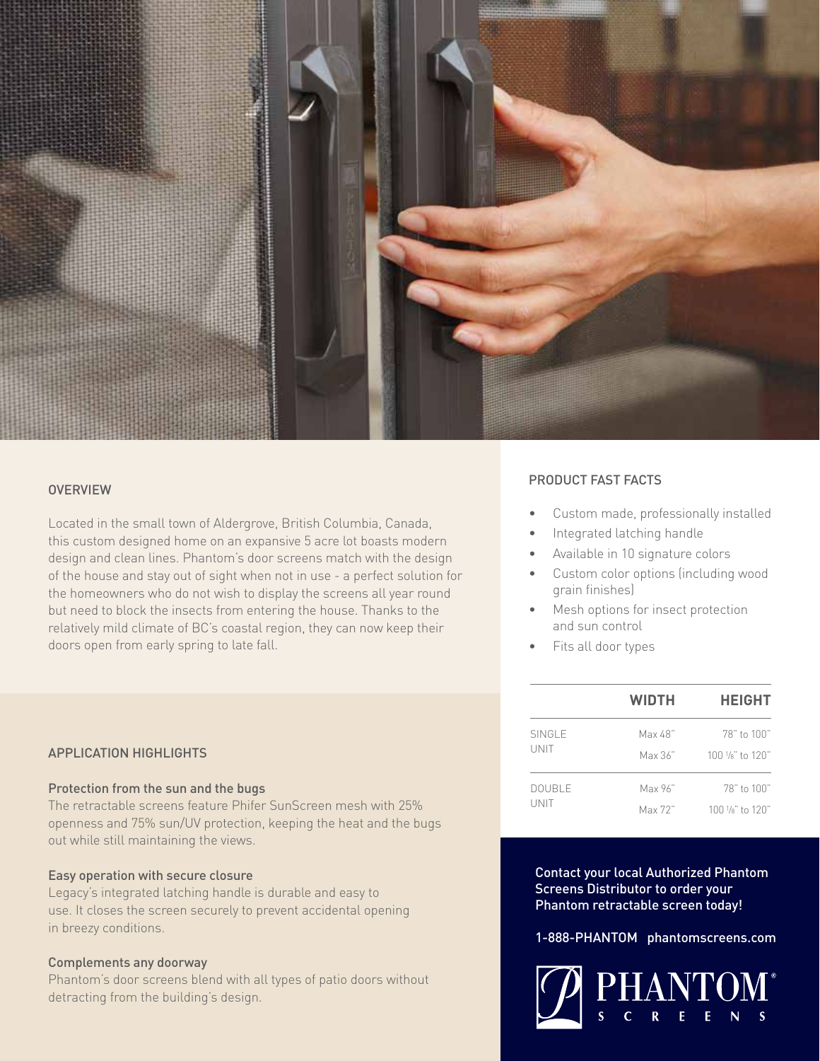## OVERVIEW

Located in the small town of Aldergrove, British Columbia, Canada, this custom designed home on an expansive 5 acre lot boasts modern design and clean lines. Phantom's door screens match with the design of the house and stay out of sight when not in use - a perfect solution for the homeowners who do not wish to display the screens all year round but need to block the insects from entering the house. Thanks to the relatively mild climate of BC's coastal region, they can now keep their doors open from early spring to late fall.

## APPLICATION HIGHLIGHTS

### Protection from the sun and the bugs

The retractable screens feature Phifer SunScreen mesh with 25% openness and 75% sun/UV protection, keeping the heat and the bugs out while still maintaining the views.

### Easy operation with secure closure

Legacy's integrated latching handle is durable and easy to use. It closes the screen securely to prevent accidental opening in breezy conditions.

### Complements any doorway

Phantom's door screens blend with all types of patio doors without detracting from the building's design.

## PRODUCT FAST FACTS

- Custom made, professionally installed
- Integrated latching handle
- Available in 10 signature colors
- Custom color options (including wood grain finishes)
- Mesh options for insect protection and sun control
- Fits all door types

| | WIDTH | HEIGHT |
|---|---|---|
| SINGLE UNIT | Max 48" | 78" to 100" |
| | Max 36" | 100 1/8" to 120" |
| DOUBLE UNIT | Max 96" | 78" to 100" |
| | Max 72" | 100 1/8" to 120" |

Contact your local Authorized Phantom Screens Distributor to order your Phantom retractable screen today!

1-888-PHANTOM phantomscreens.com

PHANTOM® SCREENS